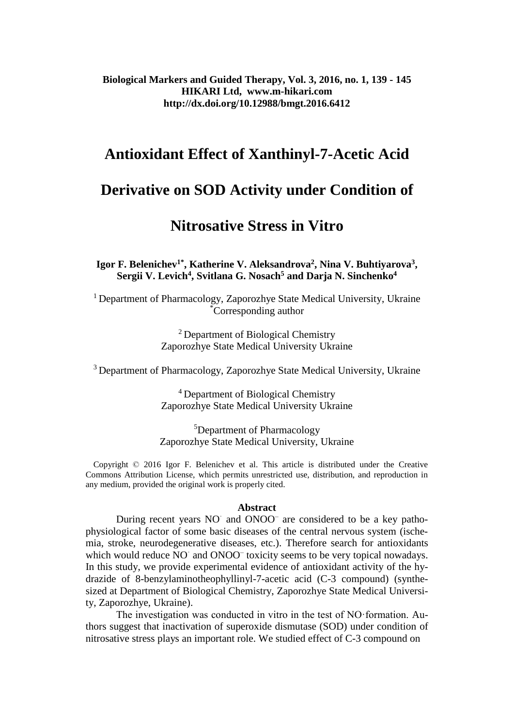# Antioxidant Effect of Xanthinyl-7-Acetic Acid Derivative on SOD Activity under Condition of Nitrosative Stress in Vitro

**Igor F. Belenichev[1*], Katherine V. Aleksandrova[2], Nina V. Buhtiyarova[3], Sergii V. Levich[4], Svitlana G. Nosach[5] and Darja N. Sinchenko[4]**

[1] Department of Pharmacology, Zaporozhye State Medical University, Ukraine
[*]Corresponding author

[2] Department of Biological Chemistry
Zaporozhye State Medical University Ukraine

[3] Department of Pharmacology, Zaporozhye State Medical University, Ukraine

[4] Department of Biological Chemistry
Zaporozhye State Medical University Ukraine

[5] Department of Pharmacology
Zaporozhye State Medical University, Ukraine

Copyright © 2016 Igor F. Belenichev et al. This article is distributed under the Creative Commons Attribution License, which permits unrestricted use, distribution, and reproduction in any medium, provided the original work is properly cited.

### Abstract

During recent years $NO^{\cdot}$ and $ONOO^{-}$ are considered to be a key pathophysiological factor of some basic diseases of the central nervous system (ischemia, stroke, neurodegenerative diseases, etc.). Therefore search for antioxidants which would reduce $NO^{\cdot}$ and $ONOO^{-}$ toxicity seems to be very topical nowadays. In this study, we provide experimental evidence of antioxidant activity of the hydrazide of 8-benzylaminotheophyllinyl-7-acetic acid (C-3 compound) (synthesized at Department of Biological Chemistry, Zaporozhye State Medical University, Zaporozhye, Ukraine).

The investigation was conducted in vitro in the test of $NO^{\cdot}$ formation. Authors suggest that inactivation of superoxide dismutase (SOD) under condition of nitrosative stress plays an important role. We studied effect of C-3 compound on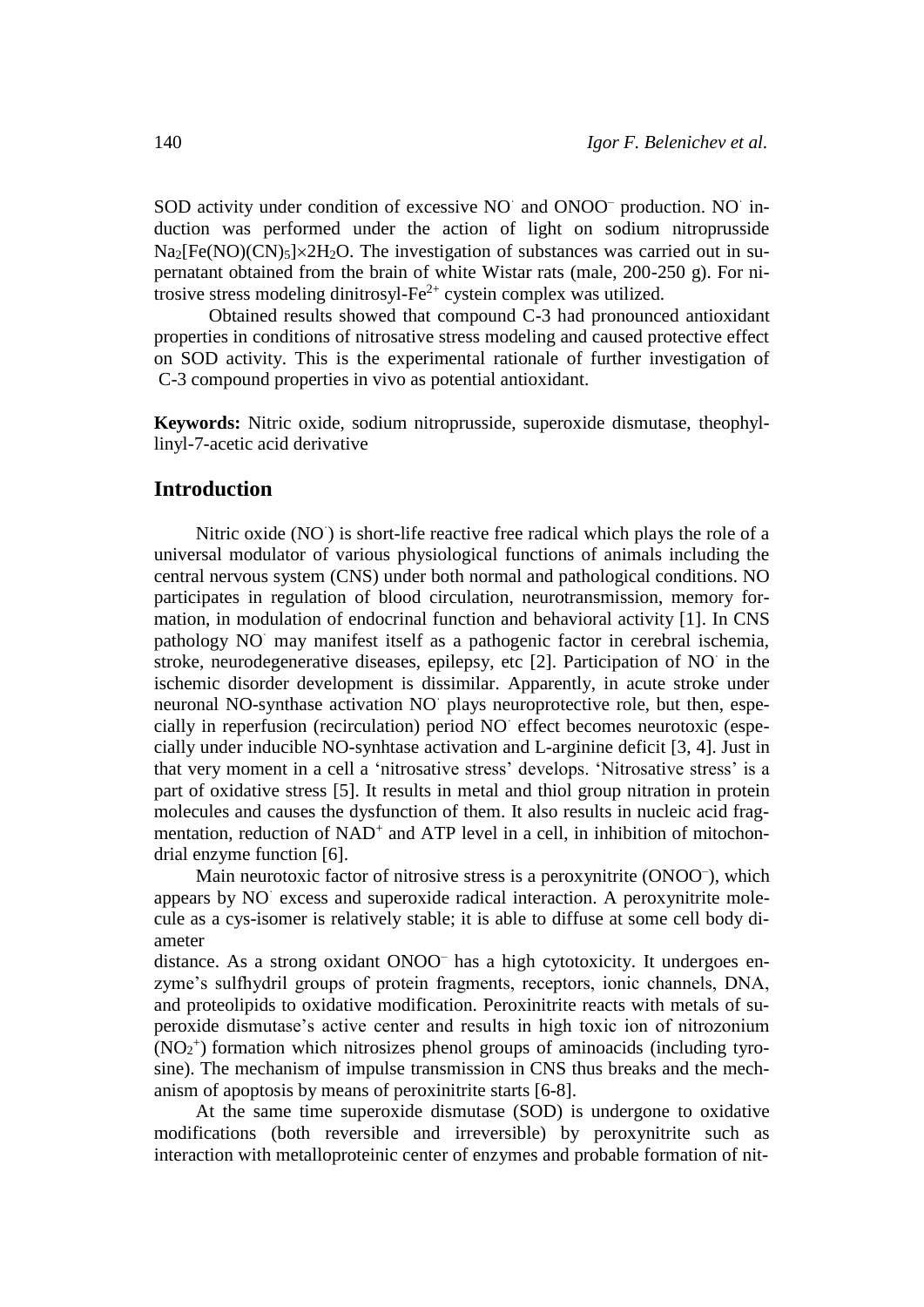SOD activity under condition of excessive $NO^{\cdot}$ and $ONOO^{-}$ production. $NO^{\cdot}$ induction was performed under the action of light on sodium nitroprusside $Na_2[Fe(NO)(CN)_5]\times 2H_2O$. The investigation of substances was carried out in supernatant obtained from the brain of white Wistar rats (male, 200-250 g). For nitrosive stress modeling dinitrosyl-$Fe^{2+}$ cystein complex was utilized.

Obtained results showed that compound C-3 had pronounced antioxidant properties in conditions of nitrosative stress modeling and caused protective effect on SOD activity. This is the experimental rationale of further investigation of C-3 compound properties in vivo as potential antioxidant.

**Keywords:** Nitric oxide, sodium nitroprusside, superoxide dismutase, theophyllinyl-7-acetic acid derivative

## Introduction

Nitric oxide ($NO^{\cdot}$) is short-life reactive free radical which plays the role of a universal modulator of various physiological functions of animals including the central nervous system (CNS) under both normal and pathological conditions. NO participates in regulation of blood circulation, neurotransmission, memory formation, in modulation of endocrinal function and behavioral activity [1]. In CNS pathology $NO^{\cdot}$ may manifest itself as a pathogenic factor in cerebral ischemia, stroke, neurodegenerative diseases, epilepsy, etc [2]. Participation of $NO^{\cdot}$ in the ischemic disorder development is dissimilar. Apparently, in acute stroke under neuronal NO-synthase activation $NO^{\cdot}$ plays neuroprotective role, but then, especially in reperfusion (recirculation) period $NO^{\cdot}$ effect becomes neurotoxic (especially under inducible NO-synhtase activation and L-arginine deficit [3, 4]. Just in that very moment in a cell a 'nitrosative stress' develops. 'Nitrosative stress' is a part of oxidative stress [5]. It results in metal and thiol group nitration in protein molecules and causes the dysfunction of them. It also results in nucleic acid fragmentation, reduction of $NAD^{+}$ and ATP level in a cell, in inhibition of mitochondrial enzyme function [6].

Main neurotoxic factor of nitrosive stress is a peroxynitrite ($ONOO^{-}$), which appears by $NO^{\cdot}$ excess and superoxide radical interaction. A peroxynitrite molecule as a cys-isomer is relatively stable; it is able to diffuse at some cell body diameter distance. As a strong oxidant $ONOO^{-}$ has a high cytotoxicity. It undergoes enzyme's sulfhydril groups of protein fragments, receptors, ionic channels, DNA, and proteolipids to oxidative modification. Peroxinitrite reacts with metals of superoxide dismutase's active center and results in high toxic ion of nitrozonium ($NO_2^{+}$) formation which nitrosizes phenol groups of aminoacids (including tyrosine). The mechanism of impulse transmission in CNS thus breaks and the mechanism of apoptosis by means of peroxinitrite starts [6-8].

At the same time superoxide dismutase (SOD) is undergone to oxidative modifications (both reversible and irreversible) by peroxynitrite such as interaction with metalloproteinic center of enzymes and probable formation of nit-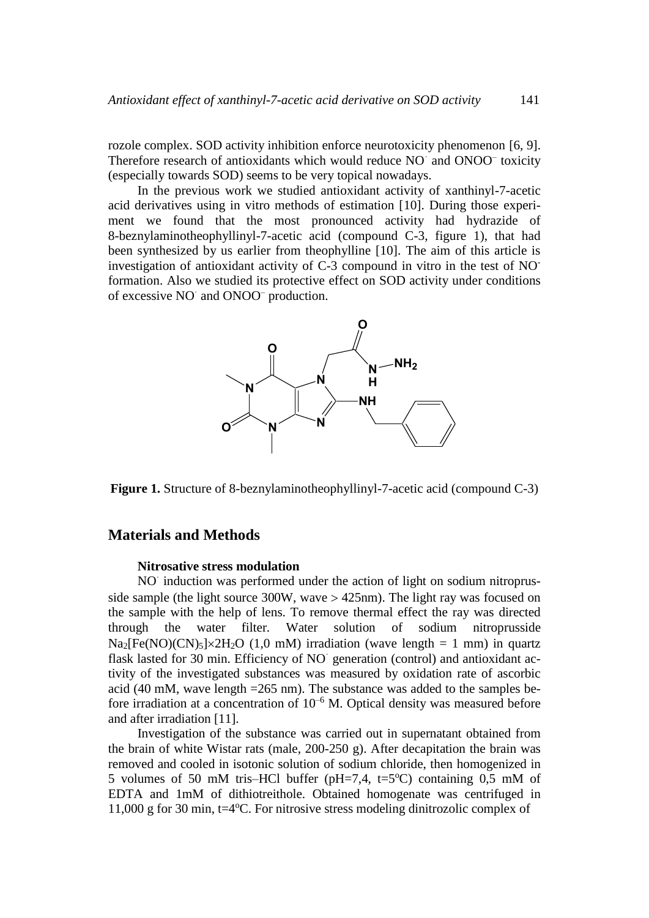rozole complex. SOD activity inhibition enforce neurotoxicity phenomenon [6, 9]. Therefore research of antioxidants which would reduce NO˙ and $ONOO^-$ toxicity (especially towards SOD) seems to be very topical nowadays.

In the previous work we studied antioxidant activity of xanthinyl-7-acetic acid derivatives using in vitro methods of estimation [10]. During those experiment we found that the most pronounced activity had hydrazide of 8-beznylaminotheophyllinyl-7-acetic acid (compound C-3, figure 1), that had been synthesized by us earlier from theophylline [10]. The aim of this article is investigation of antioxidant activity of C-3 compound in vitro in the test of $NO^-$ formation. Also we studied its protective effect on SOD activity under conditions of excessive NO˙ and $ONOO^-$ production.

**Figure 1.** Structure of 8-beznylaminotheophyllinyl-7-acetic acid (compound C-3)

## Materials and Methods

### Nitrosative stress modulation

NO˙ induction was performed under the action of light on sodium nitroprusside sample (the light source 300W, wave > 425nm). The light ray was focused on the sample with the help of lens. To remove thermal effect the ray was directed through the water filter. Water solution of sodium nitroprusside $Na_2[Fe(NO)(CN)_5]\times 2H_2O$ (1,0 mM) irradiation (wave length = 1 mm) in quartz flask lasted for 30 min. Efficiency of NO˙ generation (control) and antioxidant activity of the investigated substances was measured by oxidation rate of ascorbic acid (40 mM, wave length =265 nm). The substance was added to the samples before irradiation at a concentration of $10^{-6}$ M. Optical density was measured before and after irradiation [11].

Investigation of the substance was carried out in supernatant obtained from the brain of white Wistar rats (male, 200-250 g). After decapitation the brain was removed and cooled in isotonic solution of sodium chloride, then homogenized in 5 volumes of 50 mM tris–HCl buffer (pH=7,4, t=5°C) containing 0,5 mM of EDTA and 1mM of dithiotreithole. Obtained homogenate was centrifuged in 11,000 g for 30 min, t=4°C. For nitrosive stress modeling dinitrozolic complex of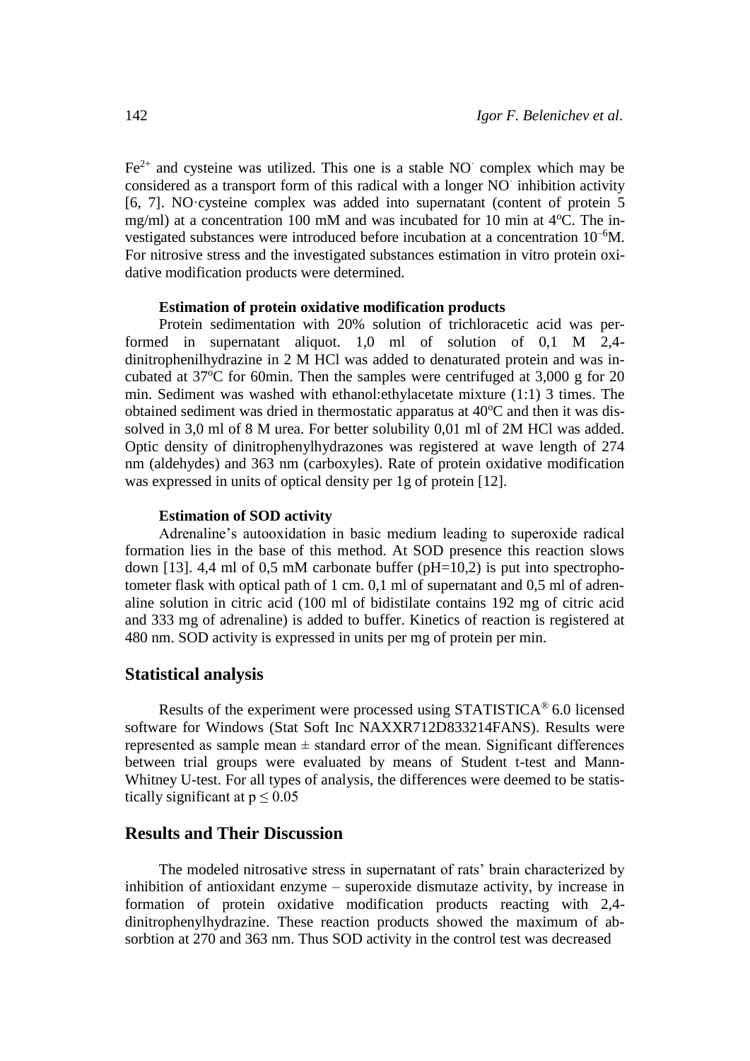$Fe^{2+}$ and cysteine was utilized. This one is a stable $NO^{\cdot}$ complex which may be considered as a transport form of this radical with a longer $NO^{\cdot}$ inhibition activity [6, 7]. NO·cysteine complex was added into supernatant (content of protein 5 mg/ml) at a concentration 100 mM and was incubated for 10 min at 4°C. The investigated substances were introduced before incubation at a concentration $10^{-6}$M. For nitrosive stress and the investigated substances estimation in vitro protein oxidative modification products were determined.

### Estimation of protein oxidative modification products

Protein sedimentation with 20% solution of trichloracetic acid was performed in supernatant aliquot. 1,0 ml of solution of 0,1 M 2,4-dinitrophenilhydrazine in 2 M HCl was added to denaturated protein and was incubated at 37°C for 60min. Then the samples were centrifuged at 3,000 g for 20 min. Sediment was washed with ethanol:ethylacetate mixture (1:1) 3 times. The obtained sediment was dried in thermostatic apparatus at 40°C and then it was dissolved in 3,0 ml of 8 M urea. For better solubility 0,01 ml of 2M HCl was added. Optic density of dinitrophenylhydrazones was registered at wave length of 274 nm (aldehydes) and 363 nm (carboxyles). Rate of protein oxidative modification was expressed in units of optical density per 1g of protein [12].

### Estimation of SOD activity

Adrenaline's autooxidation in basic medium leading to superoxide radical formation lies in the base of this method. At SOD presence this reaction slows down [13]. 4,4 ml of 0,5 mM carbonate buffer (pH=10,2) is put into spectrophotometer flask with optical path of 1 cm. 0,1 ml of supernatant and 0,5 ml of adrenaline solution in citric acid (100 ml of bidistilate contains 192 mg of citric acid and 333 mg of adrenaline) is added to buffer. Kinetics of reaction is registered at 480 nm. SOD activity is expressed in units per mg of protein per min.

## Statistical analysis

Results of the experiment were processed using STATISTICA® 6.0 licensed software for Windows (Stat Soft Inc NAXXR712D833214FANS). Results were represented as sample mean ± standard error of the mean. Significant differences between trial groups were evaluated by means of Student t-test and Mann-Whitney U-test. For all types of analysis, the differences were deemed to be statistically significant at $p \leq 0.05$

## Results and Their Discussion

The modeled nitrosative stress in supernatant of rats' brain characterized by inhibition of antioxidant enzyme – superoxide dismutaze activity, by increase in formation of protein oxidative modification products reacting with 2,4-dinitrophenylhydrazine. These reaction products showed the maximum of absorbtion at 270 and 363 nm. Thus SOD activity in the control test was decreased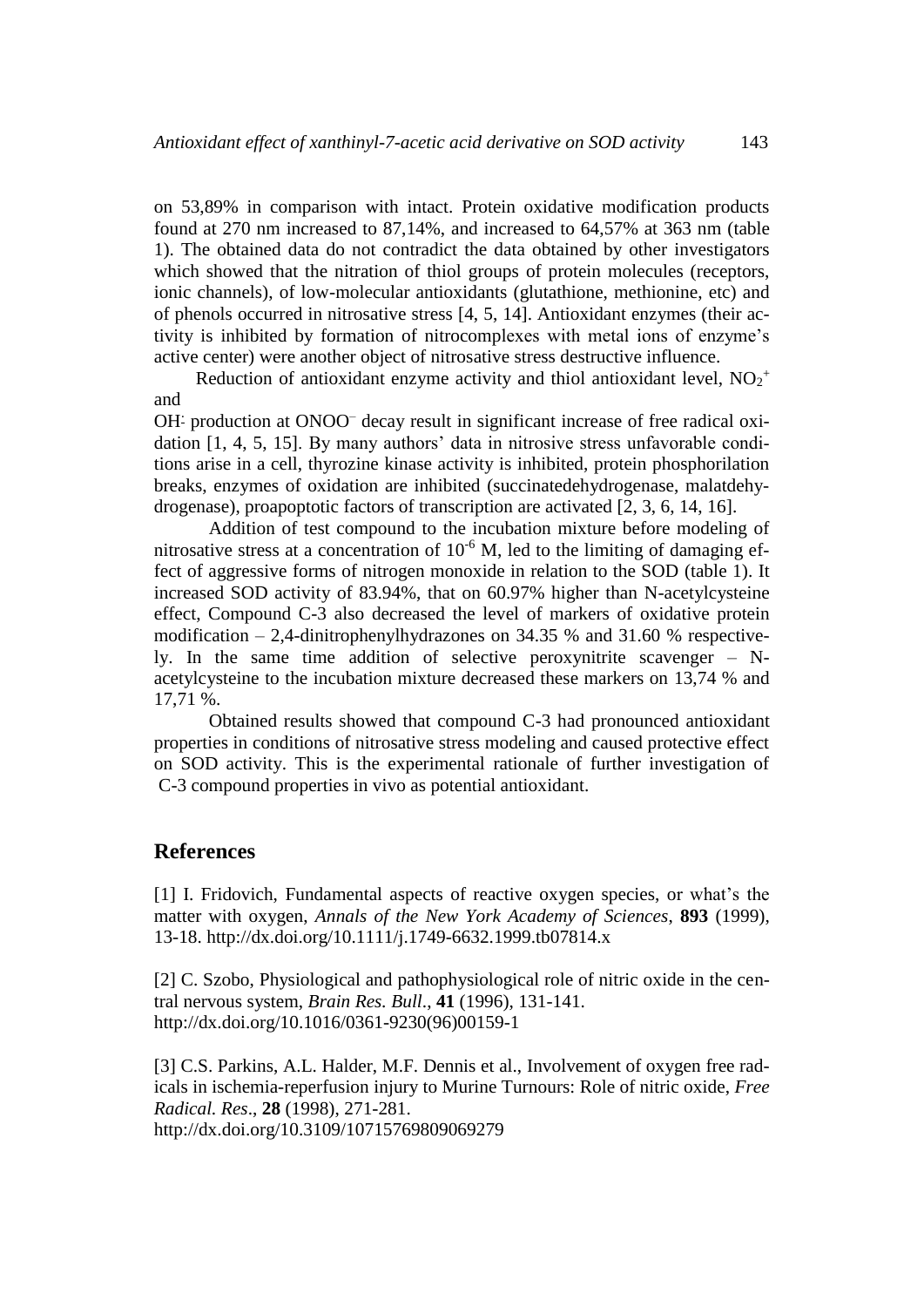on 53,89% in comparison with intact. Protein oxidative modification products found at 270 nm increased to 87,14%, and increased to 64,57% at 363 nm (table 1). The obtained data do not contradict the data obtained by other investigators which showed that the nitration of thiol groups of protein molecules (receptors, ionic channels), of low-molecular antioxidants (glutathione, methionine, etc) and of phenols occurred in nitrosative stress [4, 5, 14]. Antioxidant enzymes (their activity is inhibited by formation of nitrocomplexes with metal ions of enzyme's active center) were another object of nitrosative stress destructive influence.

Reduction of antioxidant enzyme activity and thiol antioxidant level, $NO_2^+$ and

$OH^{\cdot}$ production at $ONOO^-$ decay result in significant increase of free radical oxidation [1, 4, 5, 15]. By many authors' data in nitrosive stress unfavorable conditions arise in a cell, thyrozine kinase activity is inhibited, protein phosphorilation breaks, enzymes of oxidation are inhibited (succinatedehydrogenase, malatdehydrogenase), proapoptotic factors of transcription are activated [2, 3, 6, 14, 16].

Addition of test compound to the incubation mixture before modeling of nitrosative stress at a concentration of $10^{-6}$ M, led to the limiting of damaging effect of aggressive forms of nitrogen monoxide in relation to the SOD (table 1). It increased SOD activity of 83.94%, that on 60.97% higher than N-acetylcysteine effect, Compound C-3 also decreased the level of markers of oxidative protein modification – 2,4-dinitrophenylhydrazones on 34.35 % and 31.60 % respectively. In the same time addition of selective peroxynitrite scavenger – N-acetylcysteine to the incubation mixture decreased these markers on 13,74 % and 17,71 %.

Obtained results showed that compound C-3 had pronounced antioxidant properties in conditions of nitrosative stress modeling and caused protective effect on SOD activity. This is the experimental rationale of further investigation of C-3 compound properties in vivo as potential antioxidant.

## References

[1] I. Fridovich, Fundamental aspects of reactive oxygen species, or what's the matter with oxygen, *Annals of the New York Academy of Sciences*, **893** (1999), 13-18. http://dx.doi.org/10.1111/j.1749-6632.1999.tb07814.x

[2] C. Szobo, Physiological and pathophysiological role of nitric oxide in the central nervous system, *Brain Res. Bull*., **41** (1996), 131-141. http://dx.doi.org/10.1016/0361-9230(96)00159-1

[3] C.S. Parkins, A.L. Halder, M.F. Dennis et al., Involvement of oxygen free radicals in ischemia-reperfusion injury to Murine Turnours: Role of nitric oxide, *Free Radical. Res*., **28** (1998), 271-281. http://dx.doi.org/10.3109/10715769809069279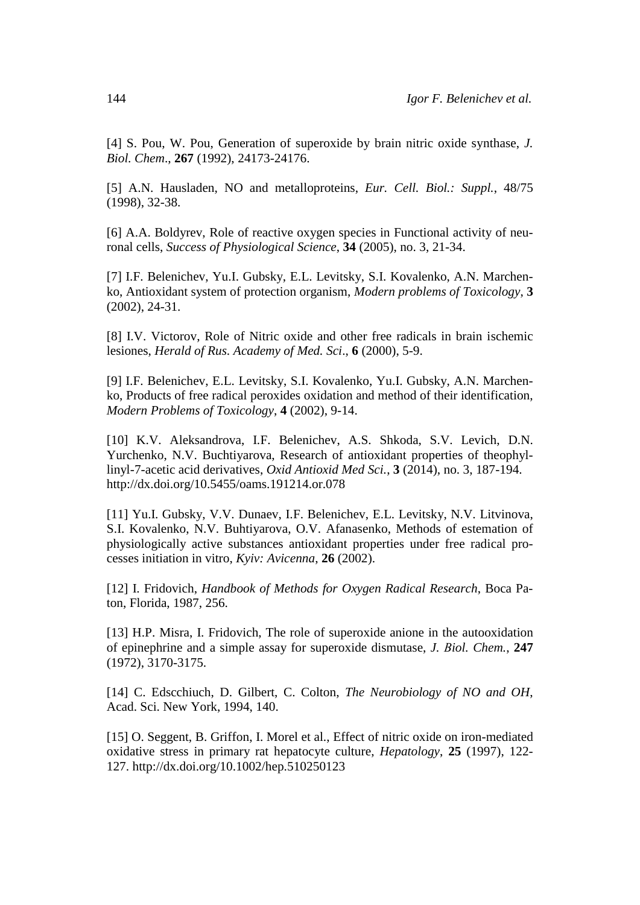[4] S. Pou, W. Pou, Generation of superoxide by brain nitric oxide synthase, *J. Biol. Chem*., **267** (1992), 24173-24176.

[5] A.N. Hausladen, NO and metalloproteins, *Eur. Cell. Biol.: Suppl.*, 48/75 (1998), 32-38.

[6] A.A. Boldyrev, Role of reactive oxygen species in Functional activity of neuronal cells, *Success of Physiological Science*, **34** (2005), no. 3, 21-34.

[7] I.F. Belenichev, Yu.I. Gubsky, E.L. Levitsky, S.I. Kovalenko, A.N. Marchenko, Antioxidant system of protection organism, *Modern problems of Toxicology*, **3** (2002), 24-31.

[8] I.V. Victorov, Role of Nitric oxide and other free radicals in brain ischemic lesiones, *Herald of Rus. Academy of Med. Sci*., **6** (2000), 5-9.

[9] I.F. Belenichev, E.L. Levitsky, S.I. Kovalenko, Yu.I. Gubsky, A.N. Marchenko, Products of free radical peroxides oxidation and method of their identification, *Modern Problems of Toxicology*, **4** (2002), 9-14.

[10] K.V. Aleksandrova, I.F. Belenichev, A.S. Shkoda, S.V. Levich, D.N. Yurchenko, N.V. Buchtiyarova, Research of antioxidant properties of theophyllinyl-7-acetic acid derivatives, *Oxid Antioxid Med Sci.*, **3** (2014), no. 3, 187-194. http://dx.doi.org/10.5455/oams.191214.or.078

[11] Yu.I. Gubsky, V.V. Dunaev, I.F. Belenichev, E.L. Levitsky, N.V. Litvinova, S.I. Kovalenko, N.V. Buhtiyarova, O.V. Afanasenko, Methods of estemation of physiologically active substances antioxidant properties under free radical processes initiation in vitro, *Kyiv: Avicenna*, **26** (2002).

[12] I. Fridovich, *Handbook of Methods for Oxygen Radical Research*, Boca Paton, Florida, 1987, 256.

[13] H.P. Misra, I. Fridovich, The role of superoxide anione in the autooxidation of epinephrine and a simple assay for superoxide dismutase, *J. Biol. Chem.*, **247** (1972), 3170-3175.

[14] C. Edscchiuch, D. Gilbert, C. Colton, *The Neurobiology of NO and OH*, Acad. Sci. New York, 1994, 140.

[15] O. Seggent, B. Griffon, I. Morel et al., Effect of nitric oxide on iron-mediated oxidative stress in primary rat hepatocyte culture, *Hepatology*, **25** (1997), 122-127. http://dx.doi.org/10.1002/hep.510250123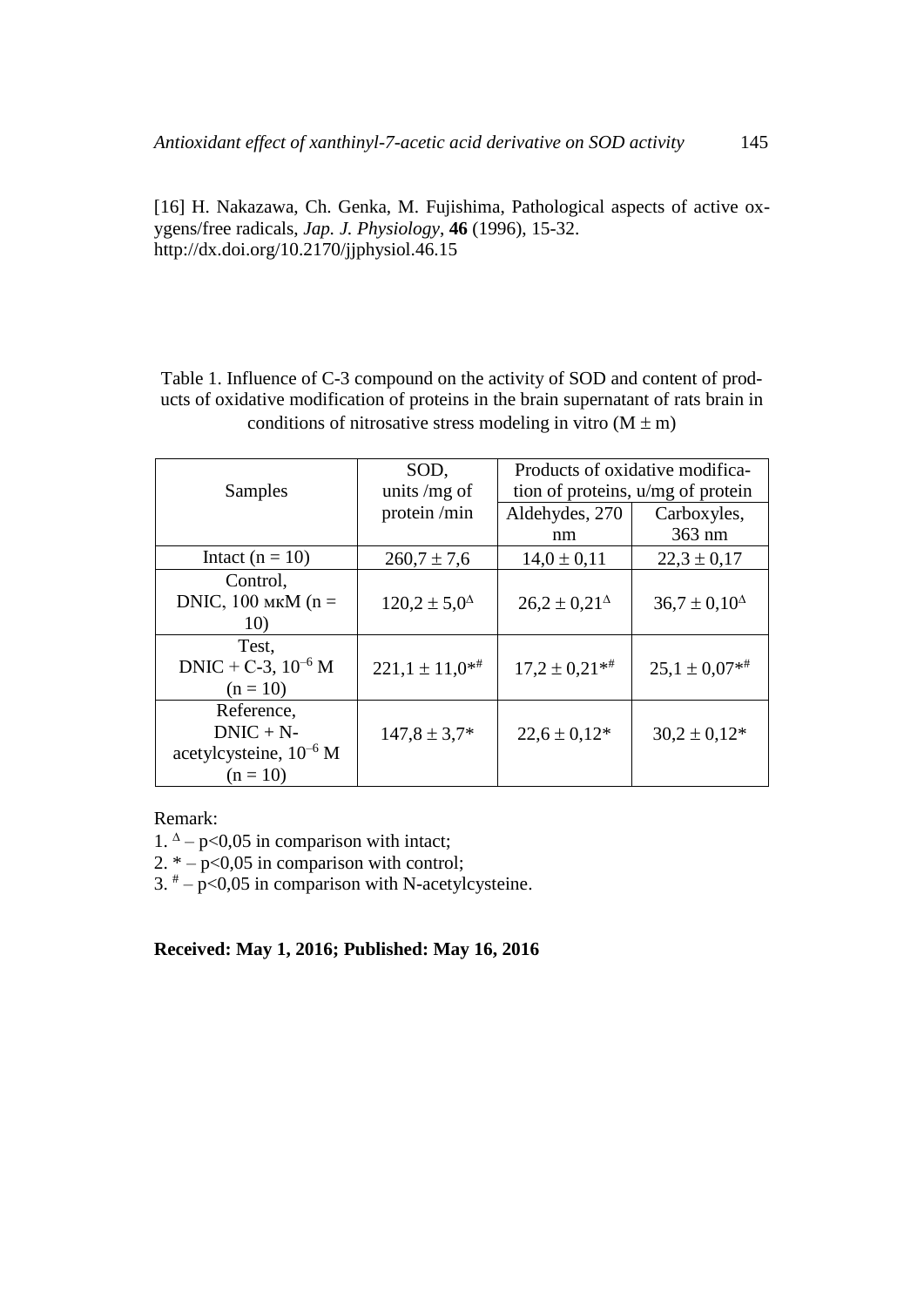[16] H. Nakazawa, Ch. Genka, M. Fujishima, Pathological aspects of active oxygens/free radicals, *Jap. J. Physiology*, **46** (1996), 15-32. http://dx.doi.org/10.2170/jjphysiol.46.15

Table 1. Influence of C-3 compound on the activity of SOD and content of products of oxidative modification of proteins in the brain supernatant of rats brain in conditions of nitrosative stress modeling in vitro (M ± m)

| Samples | SOD, units /mg of protein /min | Products of oxidative modification of proteins, u/mg of protein | |
|---|---|---|---|
| | | Aldehydes, 270 nm | Carboxyles, 363 nm |
| Intact (n = 10) | 260,7 ± 7,6 | 14,0 ± 0,11 | 22,3 ± 0,17 |
| Control, DNIC, 100 мкМ (n = 10) | 120,2 ± 5,0$^{\Delta}$ | 26,2 ± 0,21$^{\Delta}$ | 36,7 ± 0,10$^{\Delta}$ |
| Test, DNIC + C-3, $10^{-6}$ M (n = 10) | 221,1 ± 11,0$^{*\#}$ | 17,2 ± 0,21$^{*\#}$ | 25,1 ± 0,07$^{*\#}$ |
| Reference, DNIC + N-acetylcysteine, $10^{-6}$ M (n = 10) | 147,8 ± 3,7* | 22,6 ± 0,12* | 30,2 ± 0,12* |

Remark:

1. $^{\Delta}$ – p<0,05 in comparison with intact;
2. * – p<0,05 in comparison with control;
3. $^{\#}$ – p<0,05 in comparison with N-acetylcysteine.

**Received: May 1, 2016; Published: May 16, 2016**